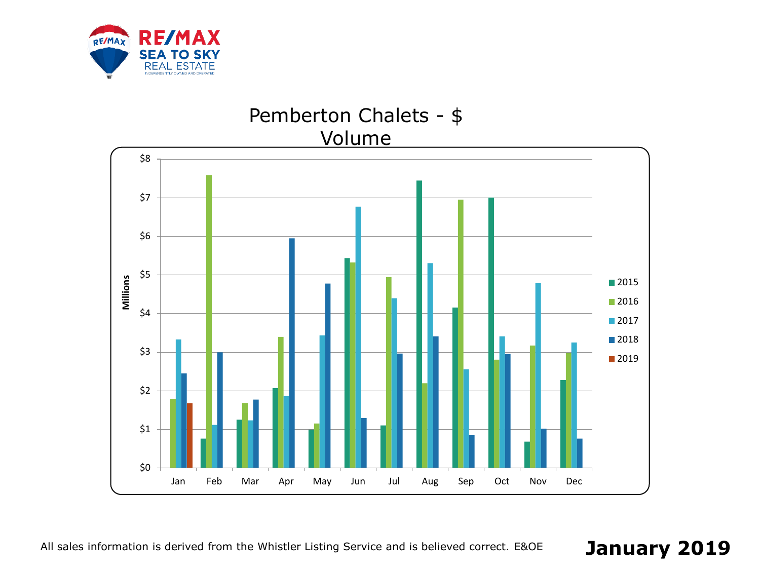RE/MAX SEA TO SKY REAL ESTATE

INDEPENDENTLY OWNED AND OPERATED

## Pemberton Chalets - $ Volume

Millions

$8, $7, $6, $5, $4, $3, $2, $1, $0

Jan, Feb, Mar, Apr, May, Jun, Jul, Aug, Sep, Oct, Nov, Dec

2015, 2016, 2017, 2018, 2019

All sales information is derived from the Whistler Listing Service and is believed correct. E&OE

**January 2019**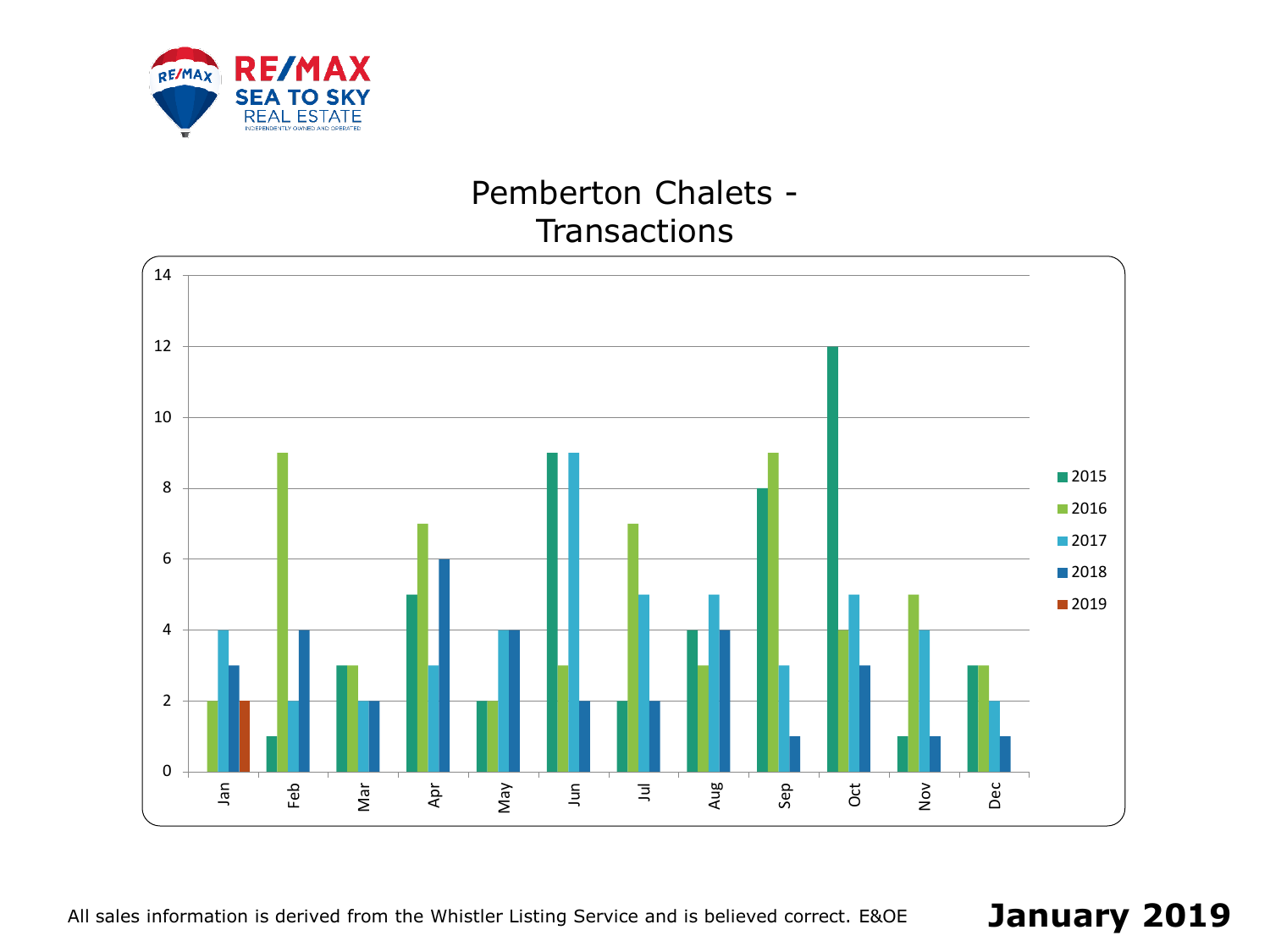# Pemberton Chalets - Transactions

| Month | 2015 | 2016 | 2017 | 2018 | 2019 |
|---|---|---|---|---|---|
| Jan | 0 | 2 | 4 | 3 | 2 |
| Feb | 1 | 9 | 2 | 4 | |
| Mar | 3 | 3 | 2 | 2 | |
| Apr | 5 | 7 | 3 | 6 | |
| May | 2 | 2 | 4 | 4 | |
| Jun | 9 | 3 | 9 | 2 | |
| Jul | 2 | 7 | 5 | 2 | |
| Aug | 4 | 3 | 5 | 4 | |
| Sep | 8 | 9 | 3 | 1 | |
| Oct | 12 | 4 | 5 | 3 | |
| Nov | 1 | 5 | 4 | 1 | |
| Dec | 3 | 3 | 2 | 1 | |

All sales information is derived from the Whistler Listing Service and is believed correct. E&OE

**January 2019**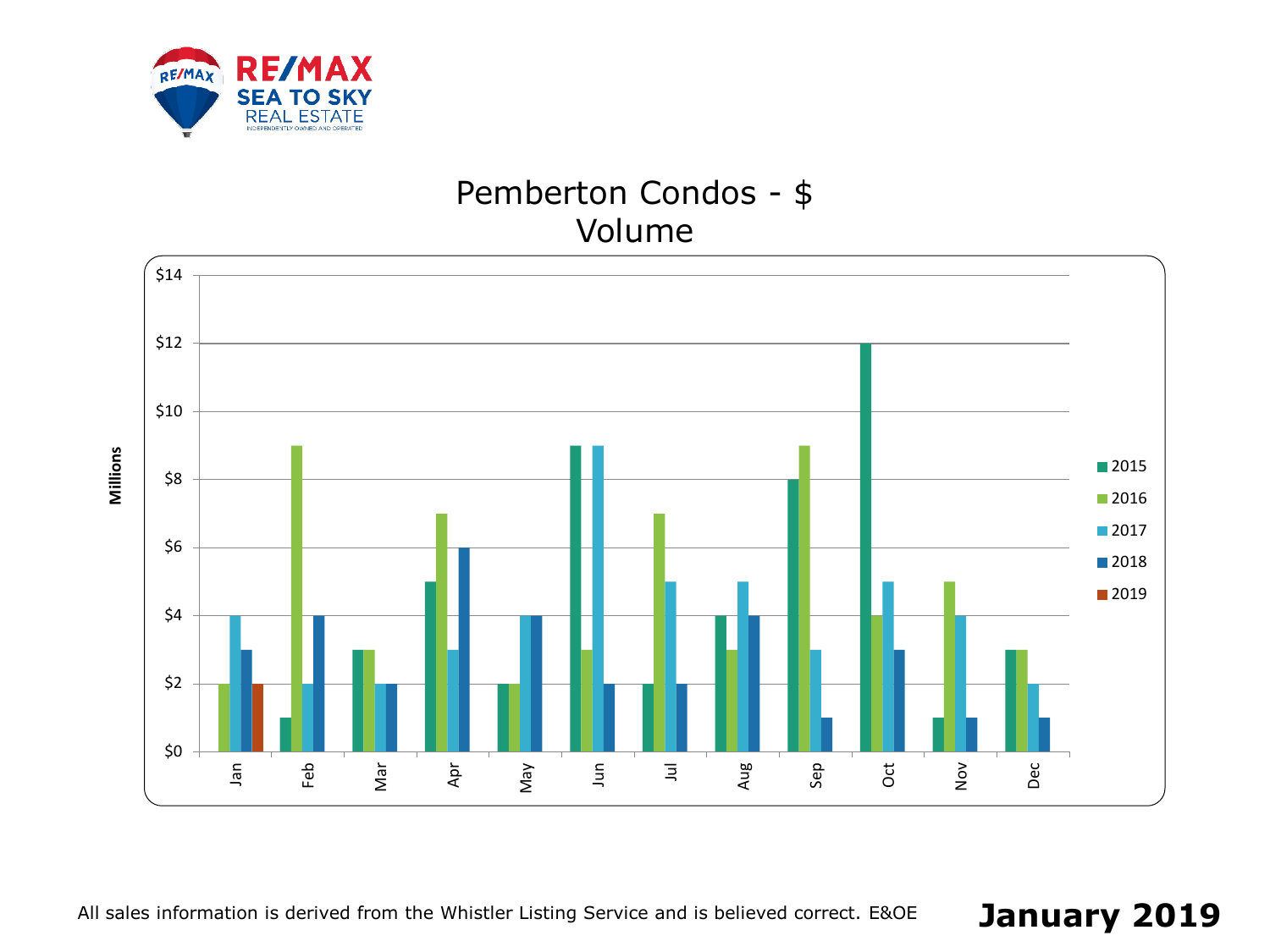# Pemberton Condos - $ Volume

| Month | 2015 | 2016 | 2017 | 2018 | 2019 |
|---|---|---|---|---|---|
| Jan | | 2 | 4 | 3 | 2 |
| Feb | 1 | 9 | 2 | 4 | |
| Mar | 3 | 3 | 2 | 2 | |
| Apr | 5 | 7 | 3 | 6 | |
| May | 2 | 2 | 4 | 4 | |
| Jun | 9 | 3 | 9 | 2 | |
| Jul | 2 | 7 | 5 | 2 | |
| Aug | 4 | 3 | 5 | 4 | |
| Sep | 8 | 9 | 3 | 1 | |
| Oct | 12 | 4 | 5 | 3 | |
| Nov | 1 | 5 | 4 | 1 | |
| Dec | 3 | 3 | 2 | 1 | |

Millions

All sales information is derived from the Whistler Listing Service and is believed correct. E&OE

**January 2019**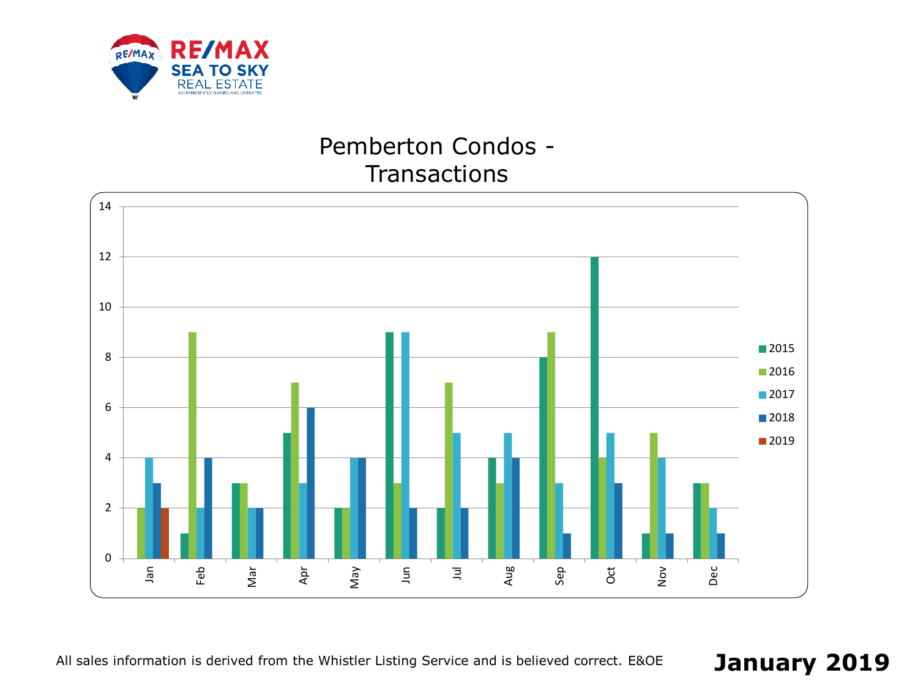RE/MAX SEA TO SKY REAL ESTATE

INDEPENDENTLY OWNED AND OPERATED

# Pemberton Condos - Transactions

| Month | 2015 | 2016 | 2017 | 2018 | 2019 |
|---|---|---|---|---|---|
| Jan | 0 | 2 | 4 | 3 | 2 |
| Feb | 1 | 9 | 2 | 4 | |
| Mar | 3 | 3 | 2 | 2 | |
| Apr | 5 | 7 | 3 | 6 | |
| May | 2 | 2 | 4 | 4 | |
| Jun | 9 | 3 | 9 | 2 | |
| Jul | 2 | 7 | 5 | 2 | |
| Aug | 4 | 3 | 5 | 4 | |
| Sep | 8 | 9 | 3 | 1 | |
| Oct | 12 | 4 | 5 | 3 | |
| Nov | 1 | 5 | 4 | 1 | |
| Dec | 3 | 3 | 2 | 1 | |

All sales information is derived from the Whistler Listing Service and is believed correct. E&OE

**January 2019**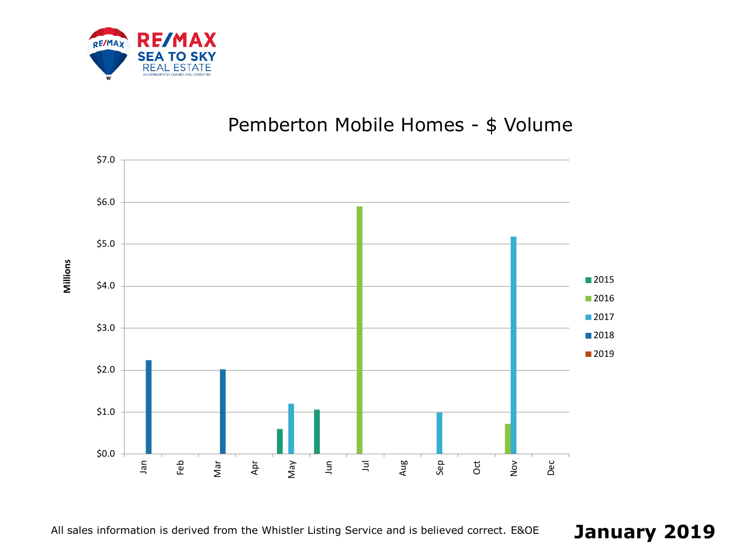RE/MAX SEA TO SKY REAL ESTATE
INDEPENDENTLY OWNED AND OPERATED

## Pemberton Mobile Homes - $ Volume

Millions

$7.0
$6.0
$5.0
$4.0
$3.0
$2.0
$1.0
$0.0

Jan Feb Mar Apr May Jun Jul Aug Sep Oct Nov Dec

- 2015
- 2016
- 2017
- 2018
- 2019

All sales information is derived from the Whistler Listing Service and is believed correct. E&OE

**January 2019**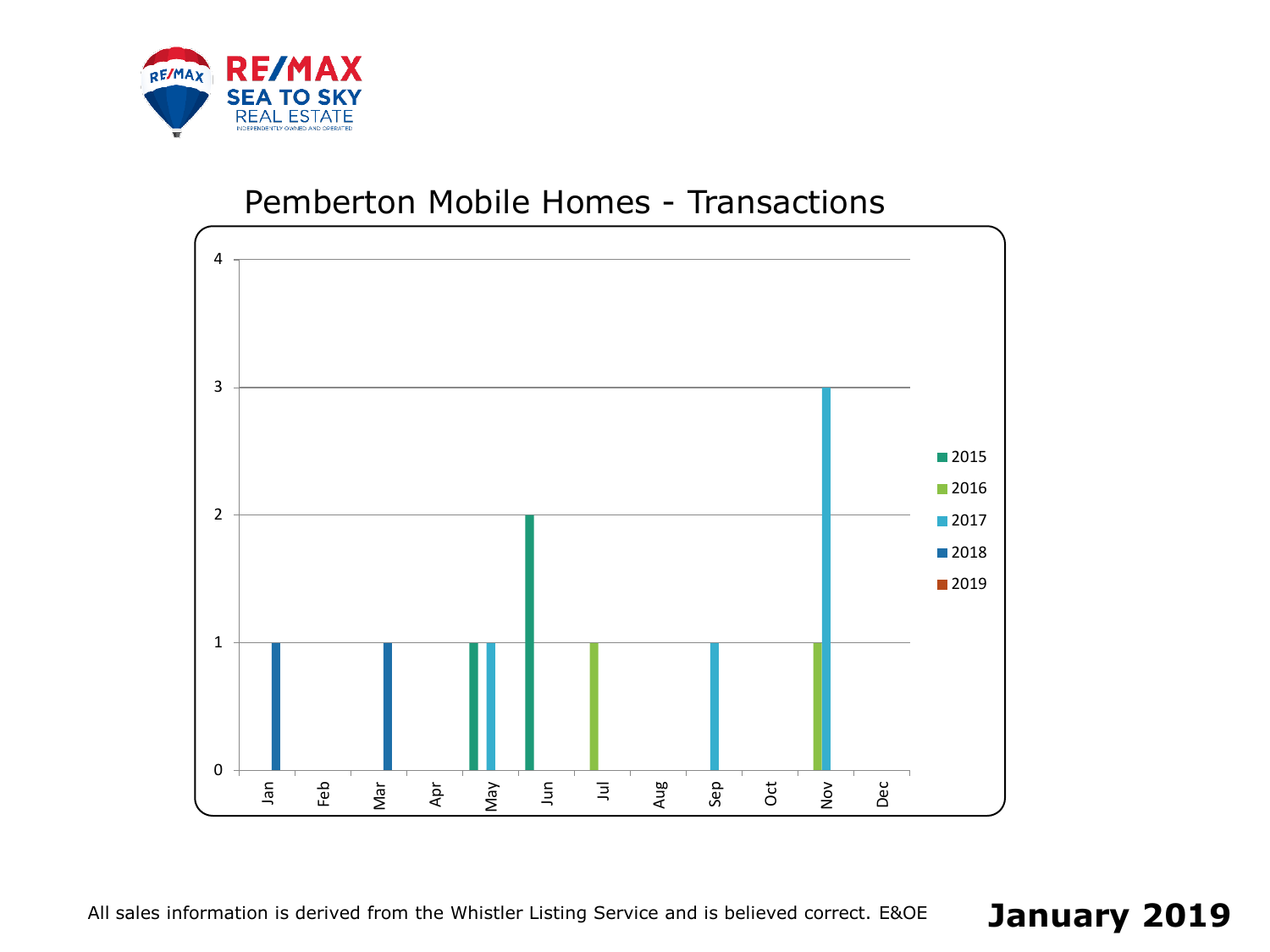RE/MAX SEA TO SKY REAL ESTATE

INDEPENDENTLY OWNED AND OPERATED

## Pemberton Mobile Homes - Transactions

| Month | 2015 | 2016 | 2017 | 2018 | 2019 |
|---|---|---|---|---|---|
| Jan | | | | 1 | |
| Feb | | | | | |
| Mar | | | | 1 | |
| Apr | | | | | |
| May | 1 | | 1 | | |
| Jun | 2 | | | | |
| Jul | | 1 | | | |
| Aug | | | | | |
| Sep | | | 1 | | |
| Oct | | | | | |
| Nov | | 1 | 3 | | |
| Dec | | | | | |

All sales information is derived from the Whistler Listing Service and is believed correct. E&OE

**January 2019**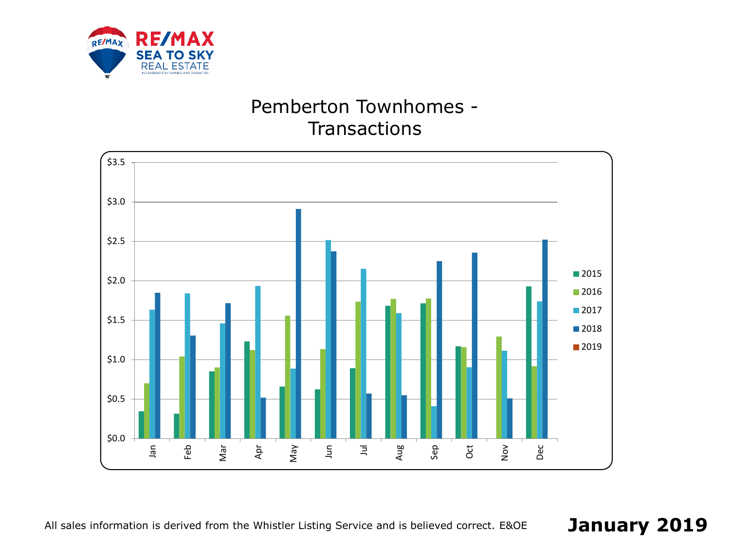RE/MAX SEA TO SKY REAL ESTATE

INDEPENDENTLY OWNED AND OPERATED

# Pemberton Townhomes - Transactions

All sales information is derived from the Whistler Listing Service and is believed correct. E&OE

**January 2019**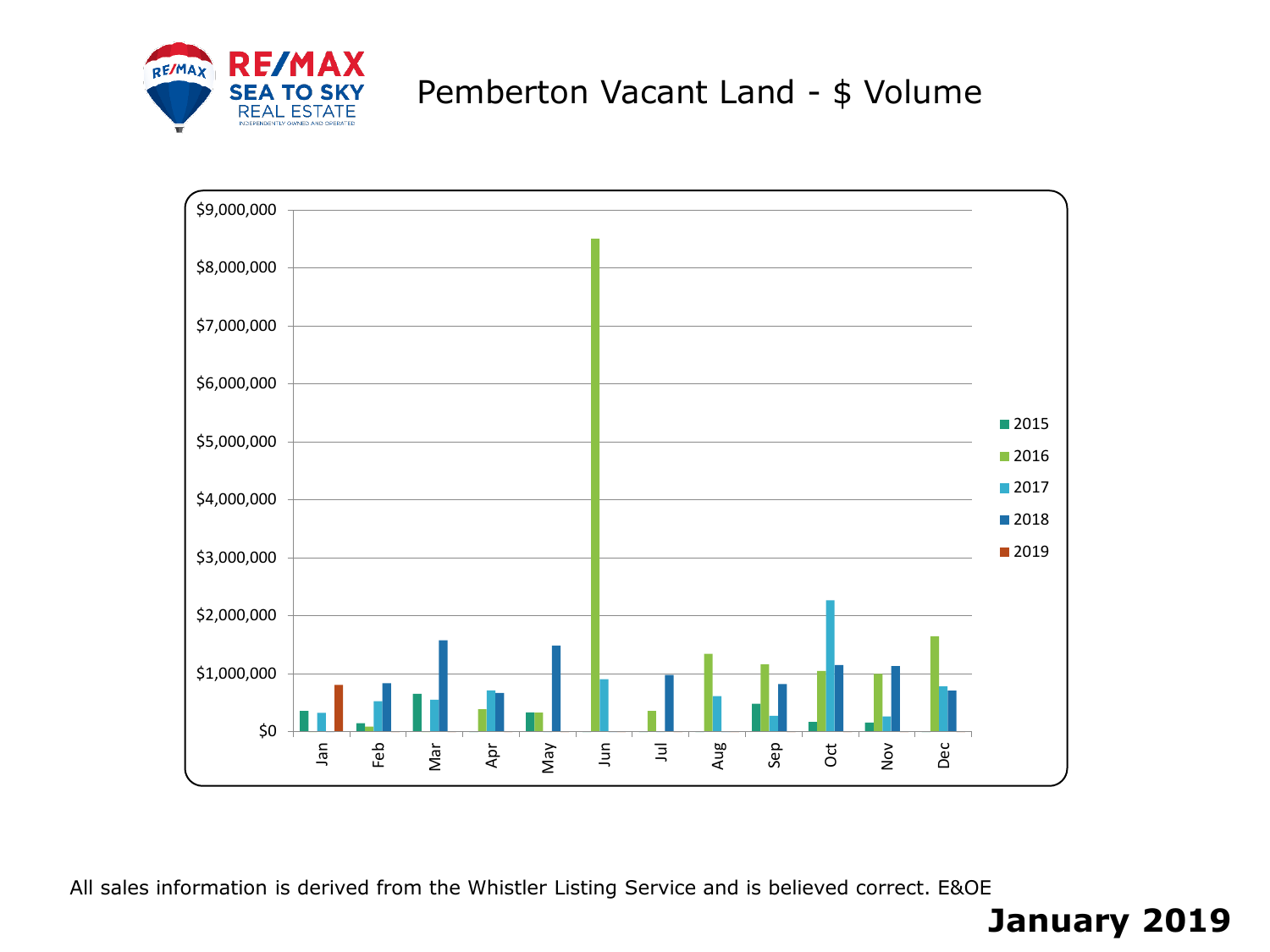# Pemberton Vacant Land - $ Volume

All sales information is derived from the Whistler Listing Service and is believed correct. E&OE

**January 2019**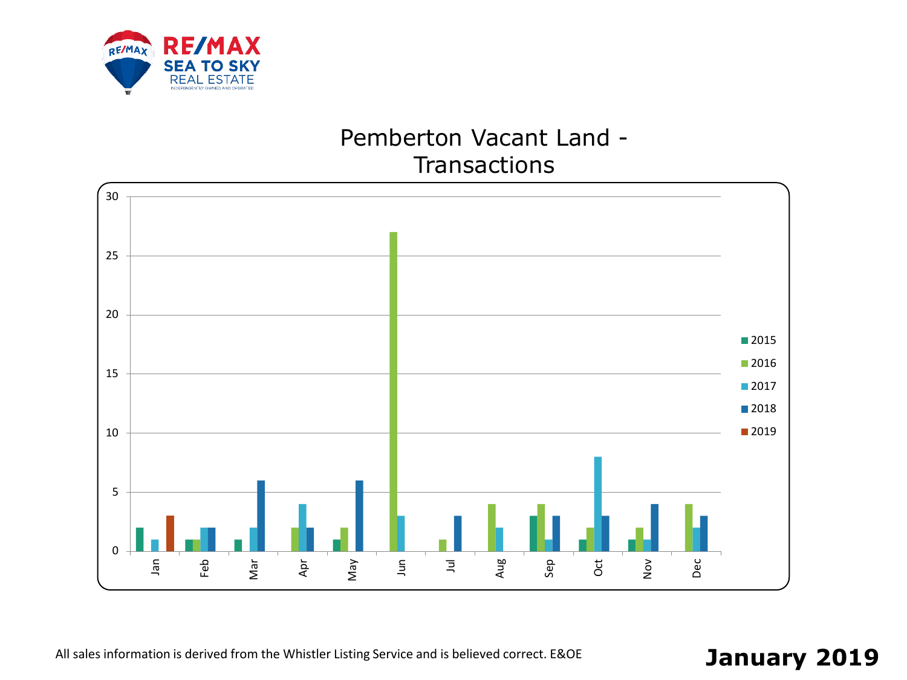# Pemberton Vacant Land - Transactions

| Month | 2015 | 2016 | 2017 | 2018 | 2019 |
|---|---|---|---|---|---|
| Jan | 2 | | 1 | | 3 |
| Feb | 1 | 1 | 2 | 2 | |
| Mar | 1 | | 2 | 6 | |
| Apr | | 2 | 4 | 2 | |
| May | 1 | 2 | | 6 | |
| Jun | | 27 | 3 | | |
| Jul | | 1 | | 3 | |
| Aug | | 4 | 2 | | |
| Sep | 3 | 4 | 1 | 3 | |
| Oct | 1 | 2 | 8 | 3 | |
| Nov | 1 | 2 | 1 | 4 | |
| Dec | | 4 | 2 | 3 | |

All sales information is derived from the Whistler Listing Service and is believed correct. E&OE

**January 2019**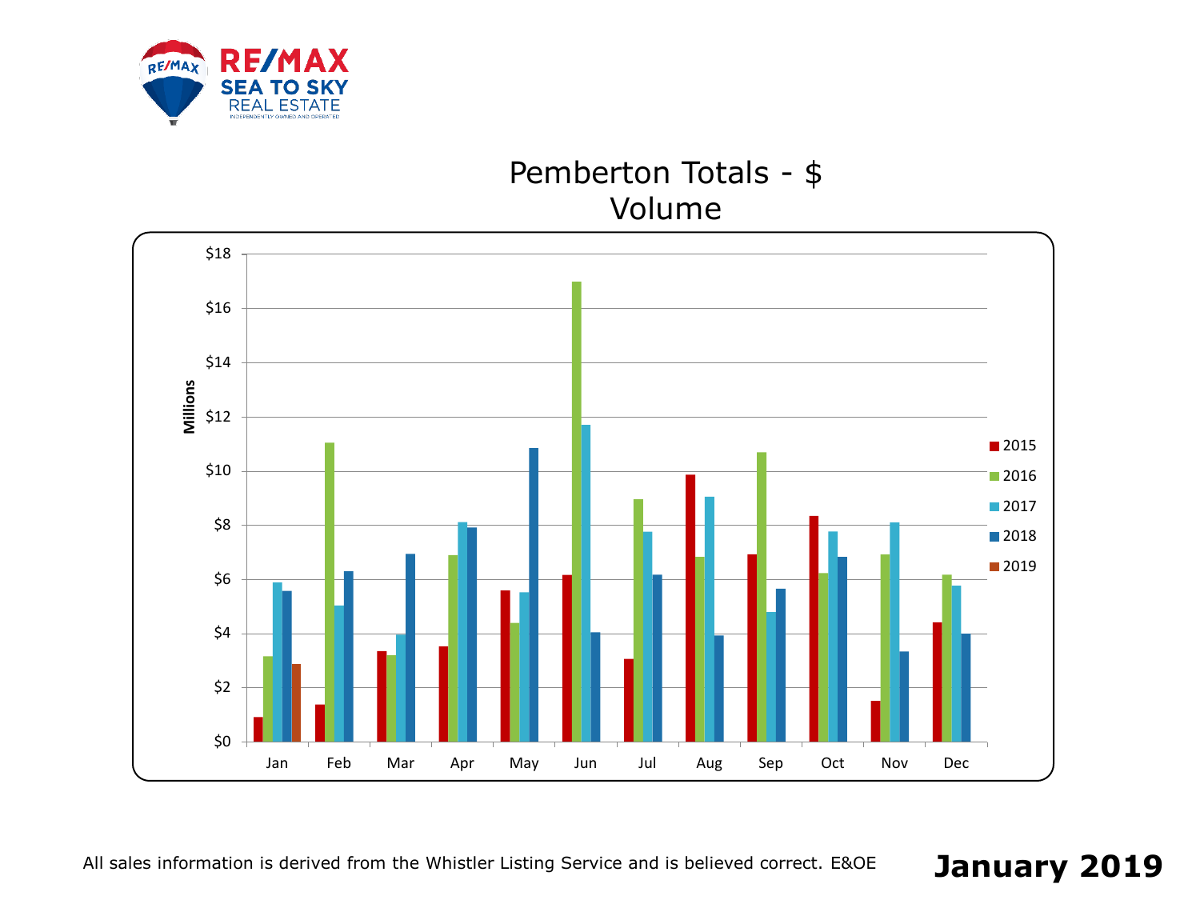RE/MAX SEA TO SKY REAL ESTATE

INDEPENDENTLY OWNED AND OPERATED

# Pemberton Totals - $ Volume

Millions

$18
$16
$14
$12
$10
$8
$6
$4
$2
$0

Jan Feb Mar Apr May Jun Jul Aug Sep Oct Nov Dec

2015
2016
2017
2018
2019

All sales information is derived from the Whistler Listing Service and is believed correct. E&OE

**January 2019**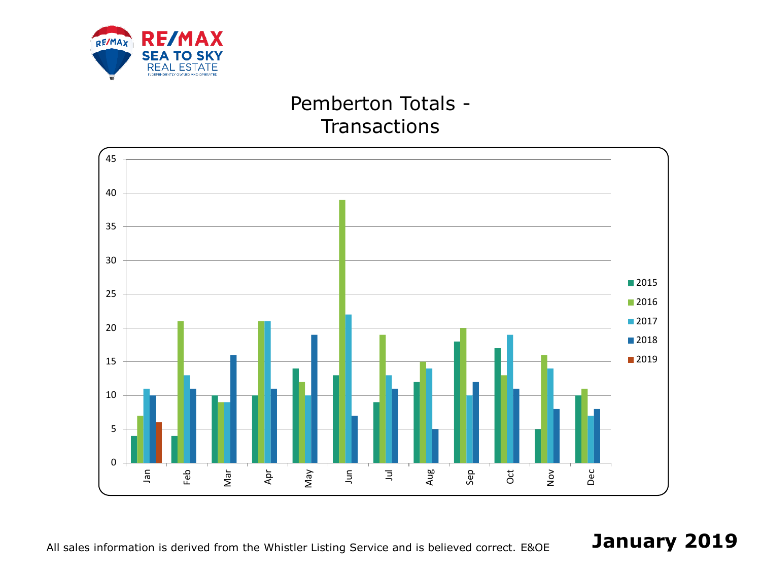# Pemberton Totals - Transactions

| Month | 2015 | 2016 | 2017 | 2018 | 2019 |
|---|---|---|---|---|---|
| Jan | 4 | 7 | 11 | 10 | 6 |
| Feb | 4 | 21 | 13 | 11 | |
| Mar | 10 | 9 | 9 | 16 | |
| Apr | 10 | 21 | 21 | 11 | |
| May | 14 | 12 | 10 | 19 | |
| Jun | 13 | 39 | 22 | 7 | |
| Jul | 9 | 19 | 13 | 11 | |
| Aug | 12 | 15 | 14 | 5 | |
| Sep | 18 | 20 | 10 | 12 | |
| Oct | 17 | 13 | 19 | 11 | |
| Nov | 5 | 16 | 14 | 8 | |
| Dec | 10 | 11 | 7 | 8 | |

All sales information is derived from the Whistler Listing Service and is believed correct. E&OE

**January 2019**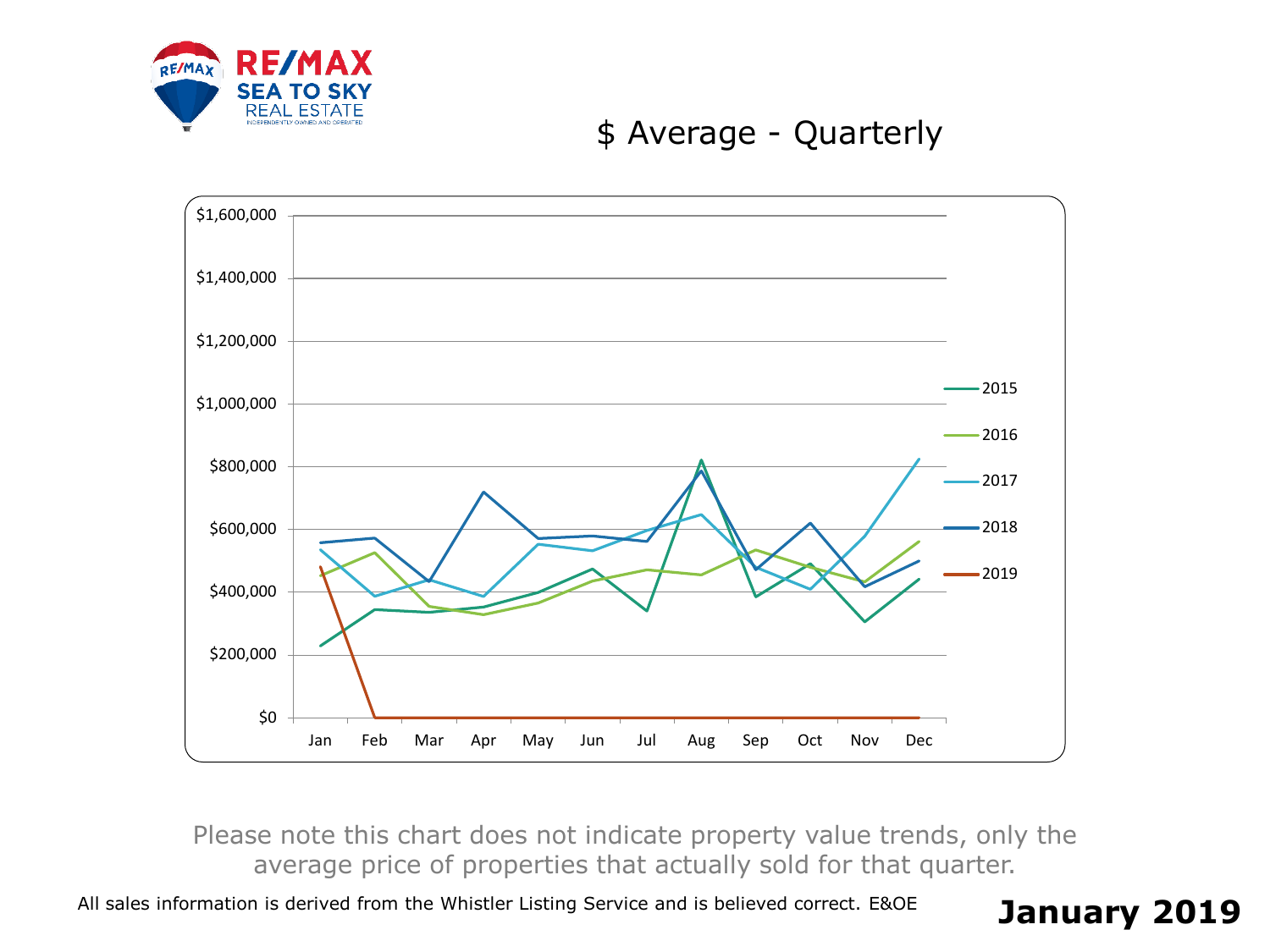RE/MAX SEA TO SKY REAL ESTATE

# $ Average - Quarterly

Please note this chart does not indicate property value trends, only the average price of properties that actually sold for that quarter.

All sales information is derived from the Whistler Listing Service and is believed correct. E&OE

**January 2019**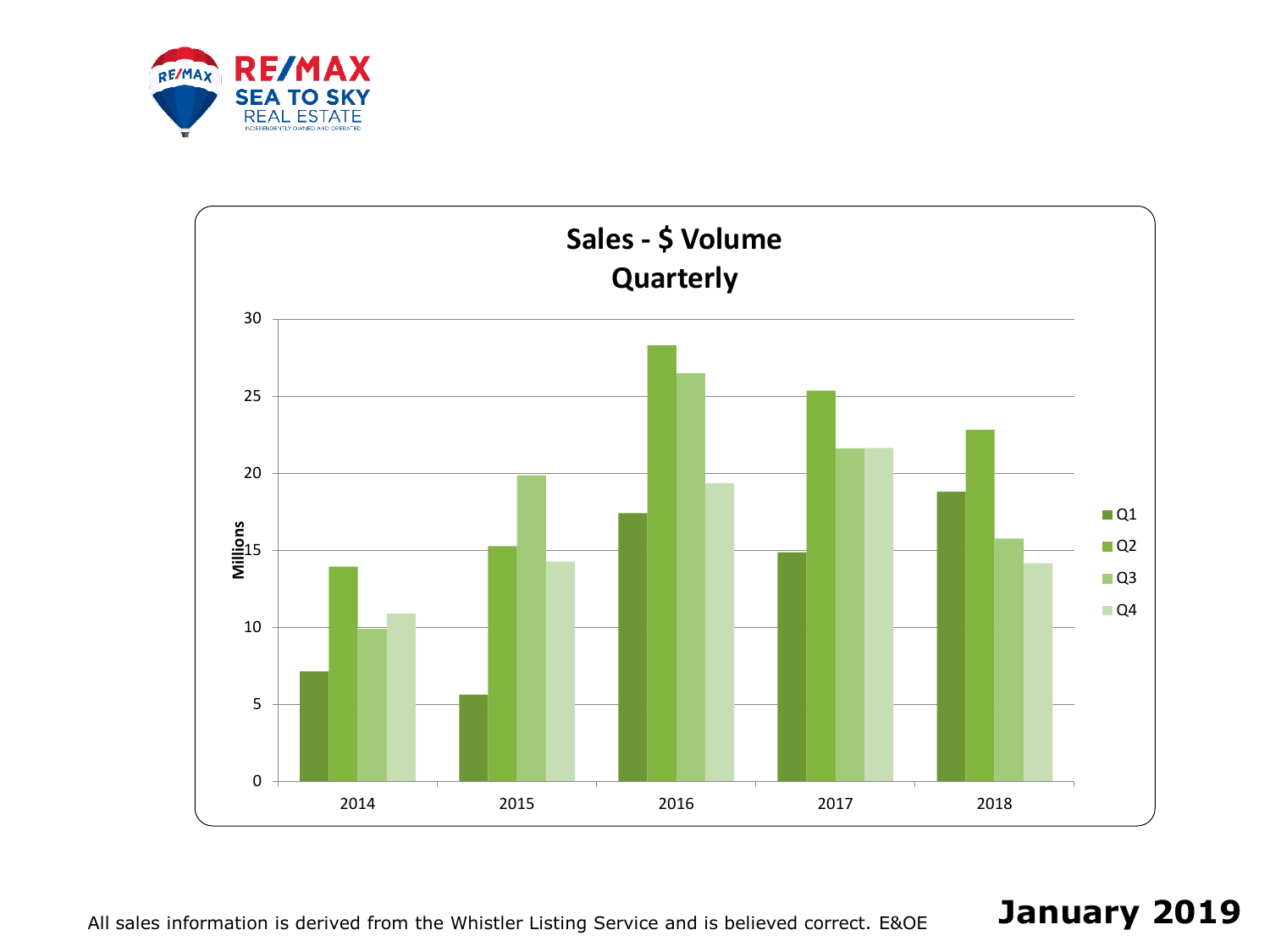RE/MAX SEA TO SKY REAL ESTATE
INDEPENDENTLY OWNED AND OPERATED

## Sales - $ Volume
## Quarterly

Millions

| Year | Q1 | Q2 | Q3 | Q4 |
|---|---|---|---|---|
| 2014 | ~7.1 | ~13.9 | ~9.9 | ~10.9 |
| 2015 | ~5.6 | ~15.2 | ~19.8 | ~14.2 |
| 2016 | ~17.4 | ~28.3 | ~26.5 | ~19.3 |
| 2017 | ~14.8 | ~25.3 | ~21.6 | ~21.6 |
| 2018 | ~18.8 | ~22.8 | ~15.7 | ~14.1 |

All sales information is derived from the Whistler Listing Service and is believed correct. E&OE

**January 2019**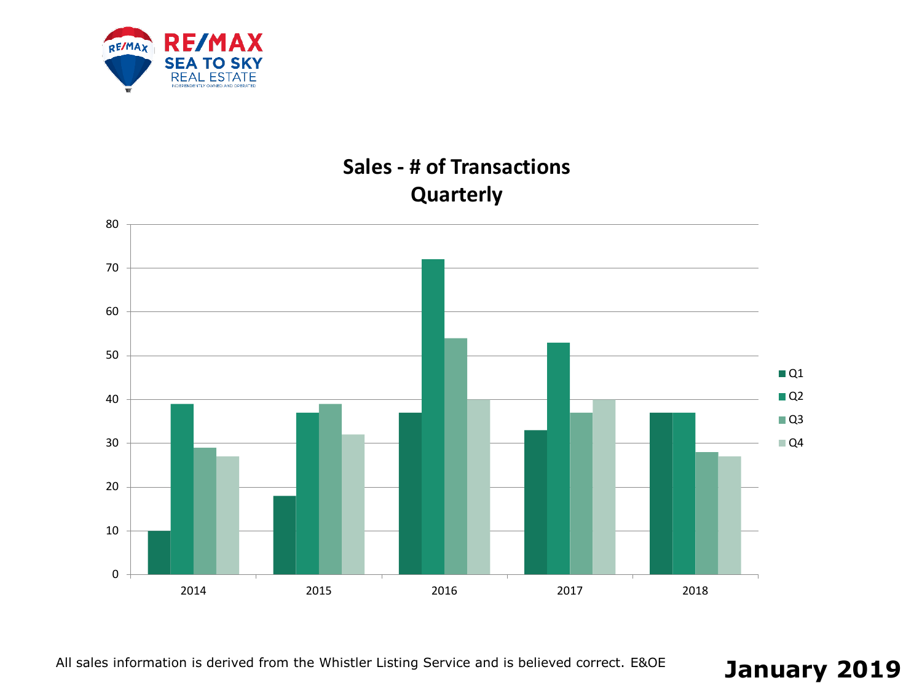RE/MAX SEA TO SKY REAL ESTATE

INDEPENDENTLY OWNED AND OPERATED

## Sales - # of Transactions
## Quarterly

80
70
60
50
40
30
20
10
0

2014
2015
2016
2017
2018

Q1
Q2
Q3
Q4

All sales information is derived from the Whistler Listing Service and is believed correct. E&OE

**January 2019**